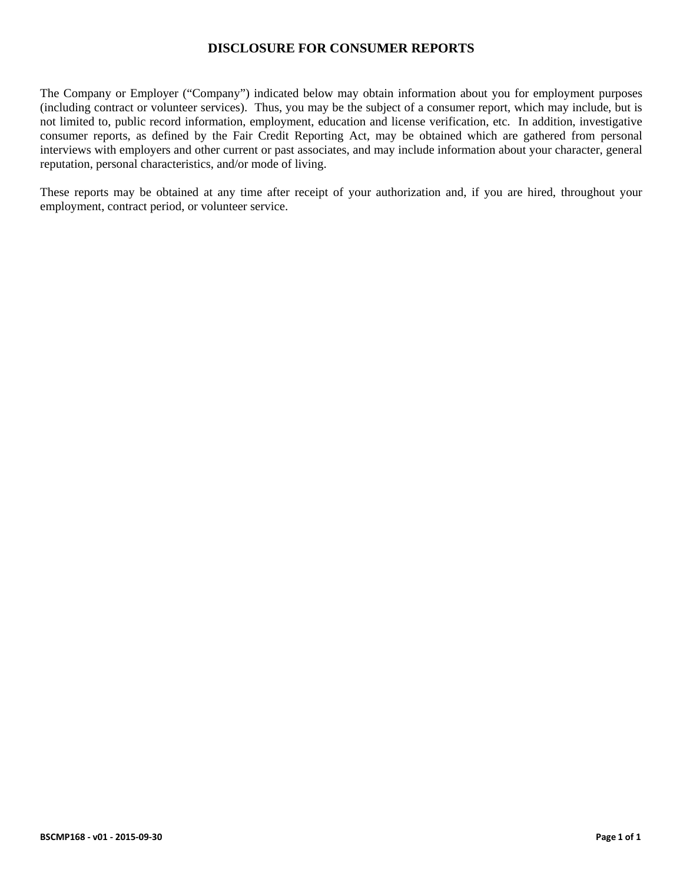# DISCLOSURE FOR CONSUMER REPORTS

The Company or Employer ("Company") indicated below may obtain information about you for employment purposes (including contract or volunteer services). Thus, you may be the subject of a consumer report, which may include, but is not limited to, public record information, employment, education and license verification, etc. In addition, investigative consumer reports, as defined by the Fair Credit Reporting Act, may be obtained which are gathered from personal interviews with employers and other current or past associates, and may include information about your character, general reputation, personal characteristics, and/or mode of living.

These reports may be obtained at any time after receipt of your authorization and, if you are hired, throughout your employment, contract period, or volunteer service.

BSCMP168 - v01 - 2015-09-30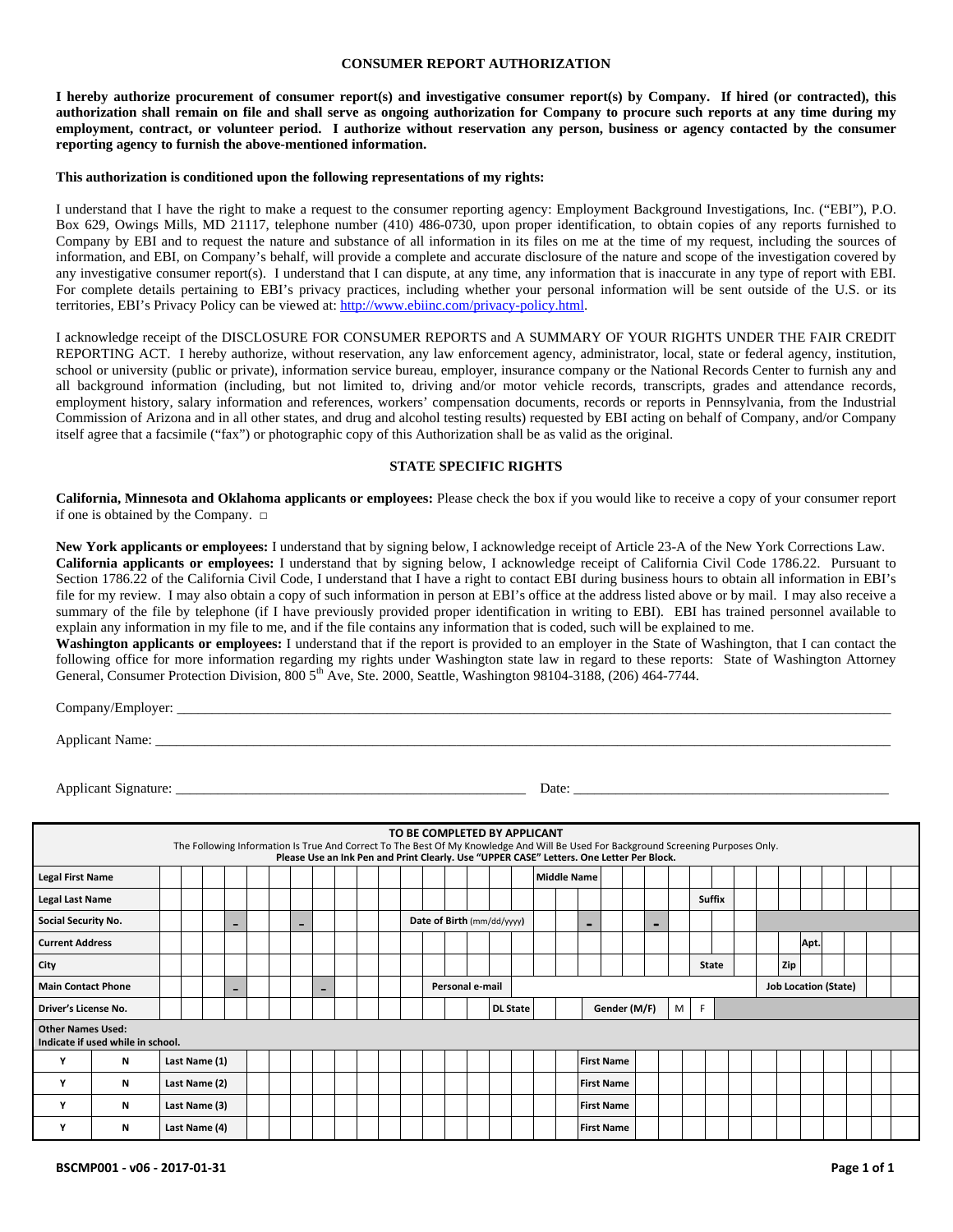# CONSUMER REPORT AUTHORIZATION

**I hereby authorize procurement of consumer report(s) and investigative consumer report(s) by Company. If hired (or contracted), this authorization shall remain on file and shall serve as ongoing authorization for Company to procure such reports at any time during my employment, contract, or volunteer period. I authorize without reservation any person, business or agency contacted by the consumer reporting agency to furnish the above-mentioned information.**

**This authorization is conditioned upon the following representations of my rights:**

I understand that I have the right to make a request to the consumer reporting agency: Employment Background Investigations, Inc. ("EBI"), P.O. Box 629, Owings Mills, MD 21117, telephone number (410) 486-0730, upon proper identification, to obtain copies of any reports furnished to Company by EBI and to request the nature and substance of all information in its files on me at the time of my request, including the sources of information, and EBI, on Company's behalf, will provide a complete and accurate disclosure of the nature and scope of the investigation covered by any investigative consumer report(s). I understand that I can dispute, at any time, any information that is inaccurate in any type of report with EBI. For complete details pertaining to EBI's privacy practices, including whether your personal information will be sent outside of the U.S. or its territories, EBI's Privacy Policy can be viewed at: http://www.ebiinc.com/privacy-policy.html.

I acknowledge receipt of the DISCLOSURE FOR CONSUMER REPORTS and A SUMMARY OF YOUR RIGHTS UNDER THE FAIR CREDIT REPORTING ACT. I hereby authorize, without reservation, any law enforcement agency, administrator, local, state or federal agency, institution, school or university (public or private), information service bureau, employer, insurance company or the National Records Center to furnish any and all background information (including, but not limited to, driving and/or motor vehicle records, transcripts, grades and attendance records, employment history, salary information and references, workers' compensation documents, records or reports in Pennsylvania, from the Industrial Commission of Arizona and in all other states, and drug and alcohol testing results) requested by EBI acting on behalf of Company, and/or Company itself agree that a facsimile ("fax") or photographic copy of this Authorization shall be as valid as the original.

## STATE SPECIFIC RIGHTS

**California, Minnesota and Oklahoma applicants or employees:** Please check the box if you would like to receive a copy of your consumer report if one is obtained by the Company. ☐

**New York applicants or employees:** I understand that by signing below, I acknowledge receipt of Article 23-A of the New York Corrections Law.
**California applicants or employees:** I understand that by signing below, I acknowledge receipt of California Civil Code 1786.22. Pursuant to Section 1786.22 of the California Civil Code, I understand that I have a right to contact EBI during business hours to obtain all information in EBI's file for my review. I may also obtain a copy of such information in person at EBI's office at the address listed above or by mail. I may also receive a summary of the file by telephone (if I have previously provided proper identification in writing to EBI). EBI has trained personnel available to explain any information in my file to me, and if the file contains any information that is coded, such will be explained to me.
**Washington applicants or employees:** I understand that if the report is provided to an employer in the State of Washington, that I can contact the following office for more information regarding my rights under Washington state law in regard to these reports: State of Washington Attorney General, Consumer Protection Division, 800 5th Ave, Ste. 2000, Seattle, Washington 98104-3188, (206) 464-7744.

Company/Employer: ______________________________________________

Applicant Name: ______________________________________________

Applicant Signature: ______________________________ Date: ______________________

**TO BE COMPLETED BY APPLICANT**
The Following Information Is True And Correct To The Best Of My Knowledge And Will Be Used For Background Screening Purposes Only.
**Please Use an Ink Pen and Print Clearly. Use "UPPER CASE" Letters. One Letter Per Block.**

| | | | | | |
|---|---|---|---|---|---|
| **Legal First Name** | | **Middle Name** | | | |
| **Legal Last Name** | | **Suffix** | | | |
| **Social Security No.** | - - | **Date of Birth** (mm/dd/yyyy) | - - | | |
| **Current Address** | | **Apt.** | | | |
| **City** | | **State** | | **Zip** | |
| **Main Contact Phone** | - - | **Personal e-mail** | | **Job Location (State)** | |
| **Driver's License No.** | | **DL State** | | **Gender (M/F)** | M F |

**Other Names Used:**
**Indicate if used while in school.**

| | | | | | |
|---|---|---|---|---|---|
| Y | N | **Last Name (1)** | | **First Name** | |
| Y | N | **Last Name (2)** | | **First Name** | |
| Y | N | **Last Name (3)** | | **First Name** | |
| Y | N | **Last Name (4)** | | **First Name** | |

**BSCMP001 - v06 - 2017-01-31**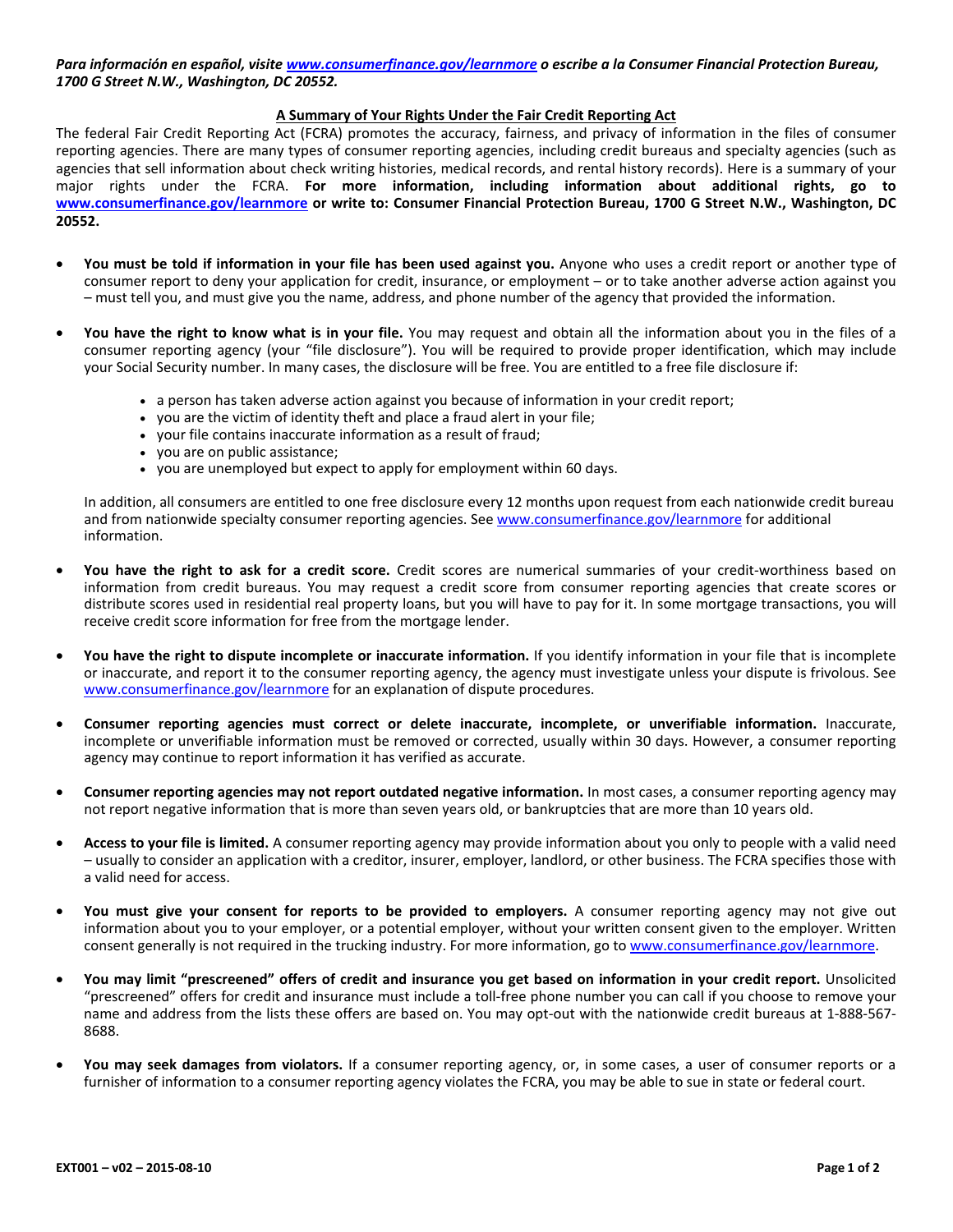***Para información en español, visite [www.consumerfinance.gov/learnmore](www.consumerfinance.gov/learnmore) o escribe a la Consumer Financial Protection Bureau, 1700 G Street N.W., Washington, DC 20552.***

## A Summary of Your Rights Under the Fair Credit Reporting Act

The federal Fair Credit Reporting Act (FCRA) promotes the accuracy, fairness, and privacy of information in the files of consumer reporting agencies. There are many types of consumer reporting agencies, including credit bureaus and specialty agencies (such as agencies that sell information about check writing histories, medical records, and rental history records). Here is a summary of your major rights under the FCRA. **For more information, including information about additional rights, go to [www.consumerfinance.gov/learnmore](www.consumerfinance.gov/learnmore) or write to: Consumer Financial Protection Bureau, 1700 G Street N.W., Washington, DC 20552.**

- **You must be told if information in your file has been used against you.** Anyone who uses a credit report or another type of consumer report to deny your application for credit, insurance, or employment – or to take another adverse action against you – must tell you, and must give you the name, address, and phone number of the agency that provided the information.

- **You have the right to know what is in your file.** You may request and obtain all the information about you in the files of a consumer reporting agency (your "file disclosure"). You will be required to provide proper identification, which may include your Social Security number. In many cases, the disclosure will be free. You are entitled to a free file disclosure if:

  - a person has taken adverse action against you because of information in your credit report;
  - you are the victim of identity theft and place a fraud alert in your file;
  - your file contains inaccurate information as a result of fraud;
  - you are on public assistance;
  - you are unemployed but expect to apply for employment within 60 days.

  In addition, all consumers are entitled to one free disclosure every 12 months upon request from each nationwide credit bureau and from nationwide specialty consumer reporting agencies. See [www.consumerfinance.gov/learnmore](www.consumerfinance.gov/learnmore) for additional information.

- **You have the right to ask for a credit score.** Credit scores are numerical summaries of your credit-worthiness based on information from credit bureaus. You may request a credit score from consumer reporting agencies that create scores or distribute scores used in residential real property loans, but you will have to pay for it. In some mortgage transactions, you will receive credit score information for free from the mortgage lender.

- **You have the right to dispute incomplete or inaccurate information.** If you identify information in your file that is incomplete or inaccurate, and report it to the consumer reporting agency, the agency must investigate unless your dispute is frivolous. See [www.consumerfinance.gov/learnmore](www.consumerfinance.gov/learnmore) for an explanation of dispute procedures.

- **Consumer reporting agencies must correct or delete inaccurate, incomplete, or unverifiable information.** Inaccurate, incomplete or unverifiable information must be removed or corrected, usually within 30 days. However, a consumer reporting agency may continue to report information it has verified as accurate.

- **Consumer reporting agencies may not report outdated negative information.** In most cases, a consumer reporting agency may not report negative information that is more than seven years old, or bankruptcies that are more than 10 years old.

- **Access to your file is limited.** A consumer reporting agency may provide information about you only to people with a valid need – usually to consider an application with a creditor, insurer, employer, landlord, or other business. The FCRA specifies those with a valid need for access.

- **You must give your consent for reports to be provided to employers.** A consumer reporting agency may not give out information about you to your employer, or a potential employer, without your written consent given to the employer. Written consent generally is not required in the trucking industry. For more information, go to [www.consumerfinance.gov/learnmore](www.consumerfinance.gov/learnmore).

- **You may limit "prescreened" offers of credit and insurance you get based on information in your credit report.** Unsolicited "prescreened" offers for credit and insurance must include a toll-free phone number you can call if you choose to remove your name and address from the lists these offers are based on. You may opt-out with the nationwide credit bureaus at 1-888-567-8688.

- **You may seek damages from violators.** If a consumer reporting agency, or, in some cases, a user of consumer reports or a furnisher of information to a consumer reporting agency violates the FCRA, you may be able to sue in state or federal court.

**EXT001 – v02 – 2015-08-10**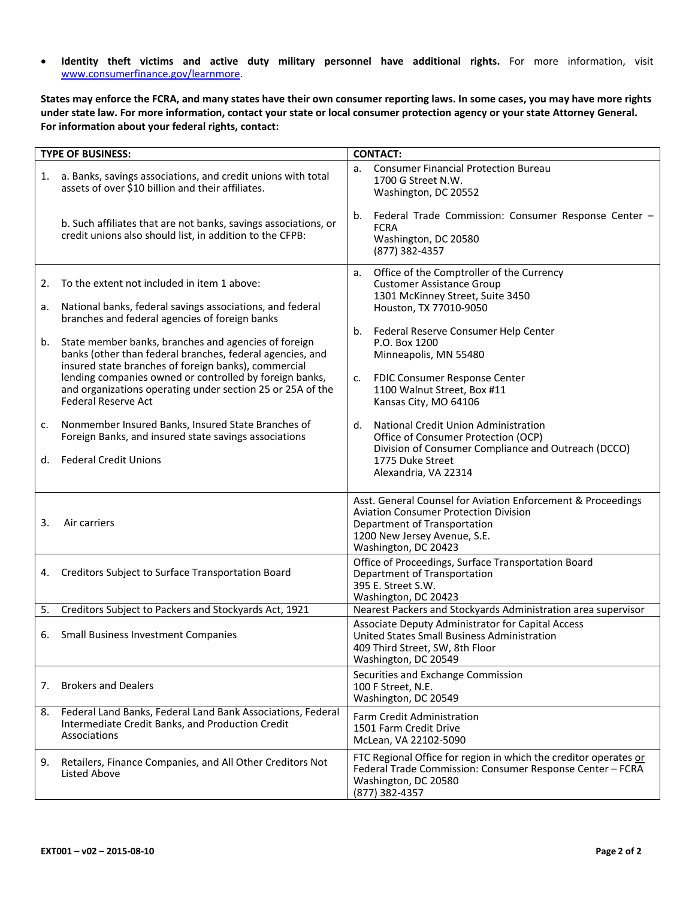- **Identity theft victims and active duty military personnel have additional rights.** For more information, visit www.consumerfinance.gov/learnmore.

**States may enforce the FCRA, and many states have their own consumer reporting laws. In some cases, you may have more rights under state law. For more information, contact your state or local consumer protection agency or your state Attorney General. For information about your federal rights, contact:**

| TYPE OF BUSINESS: | CONTACT: |
| --- | --- |
| 1. a. Banks, savings associations, and credit unions with total assets of over $10 billion and their affiliates.<br><br>b. Such affiliates that are not banks, savings associations, or credit unions also should list, in addition to the CFPB: | a. Consumer Financial Protection Bureau<br>1700 G Street N.W.<br>Washington, DC 20552<br><br>b. Federal Trade Commission: Consumer Response Center – FCRA<br>Washington, DC 20580<br>(877) 382-4357 |
| 2. To the extent not included in item 1 above:<br><br>a. National banks, federal savings associations, and federal branches and federal agencies of foreign banks<br><br>b. State member banks, branches and agencies of foreign banks (other than federal branches, federal agencies, and insured state branches of foreign banks), commercial lending companies owned or controlled by foreign banks, and organizations operating under section 25 or 25A of the Federal Reserve Act<br><br>c. Nonmember Insured Banks, Insured State Branches of Foreign Banks, and insured state savings associations<br><br>d. Federal Credit Unions | a. Office of the Comptroller of the Currency<br>Customer Assistance Group<br>1301 McKinney Street, Suite 3450<br>Houston, TX 77010-9050<br><br>b. Federal Reserve Consumer Help Center<br>P.O. Box 1200<br>Minneapolis, MN 55480<br><br>c. FDIC Consumer Response Center<br>1100 Walnut Street, Box #11<br>Kansas City, MO 64106<br><br>d. National Credit Union Administration<br>Office of Consumer Protection (OCP)<br>Division of Consumer Compliance and Outreach (DCCO)<br>1775 Duke Street<br>Alexandria, VA 22314 |
| 3. Air carriers | Asst. General Counsel for Aviation Enforcement & Proceedings<br>Aviation Consumer Protection Division<br>Department of Transportation<br>1200 New Jersey Avenue, S.E.<br>Washington, DC 20423 |
| 4. Creditors Subject to Surface Transportation Board | Office of Proceedings, Surface Transportation Board<br>Department of Transportation<br>395 E. Street S.W.<br>Washington, DC 20423 |
| 5. Creditors Subject to Packers and Stockyards Act, 1921 | Nearest Packers and Stockyards Administration area supervisor |
| 6. Small Business Investment Companies | Associate Deputy Administrator for Capital Access<br>United States Small Business Administration<br>409 Third Street, SW, 8th Floor<br>Washington, DC 20549 |
| 7. Brokers and Dealers | Securities and Exchange Commission<br>100 F Street, N.E.<br>Washington, DC 20549 |
| 8. Federal Land Banks, Federal Land Bank Associations, Federal Intermediate Credit Banks, and Production Credit Associations | Farm Credit Administration<br>1501 Farm Credit Drive<br>McLean, VA 22102-5090 |
| 9. Retailers, Finance Companies, and All Other Creditors Not Listed Above | FTC Regional Office for region in which the creditor operates <u>or</u> Federal Trade Commission: Consumer Response Center – FCRA<br>Washington, DC 20580<br>(877) 382-4357 |

**EXT001 – v02 – 2015-08-10**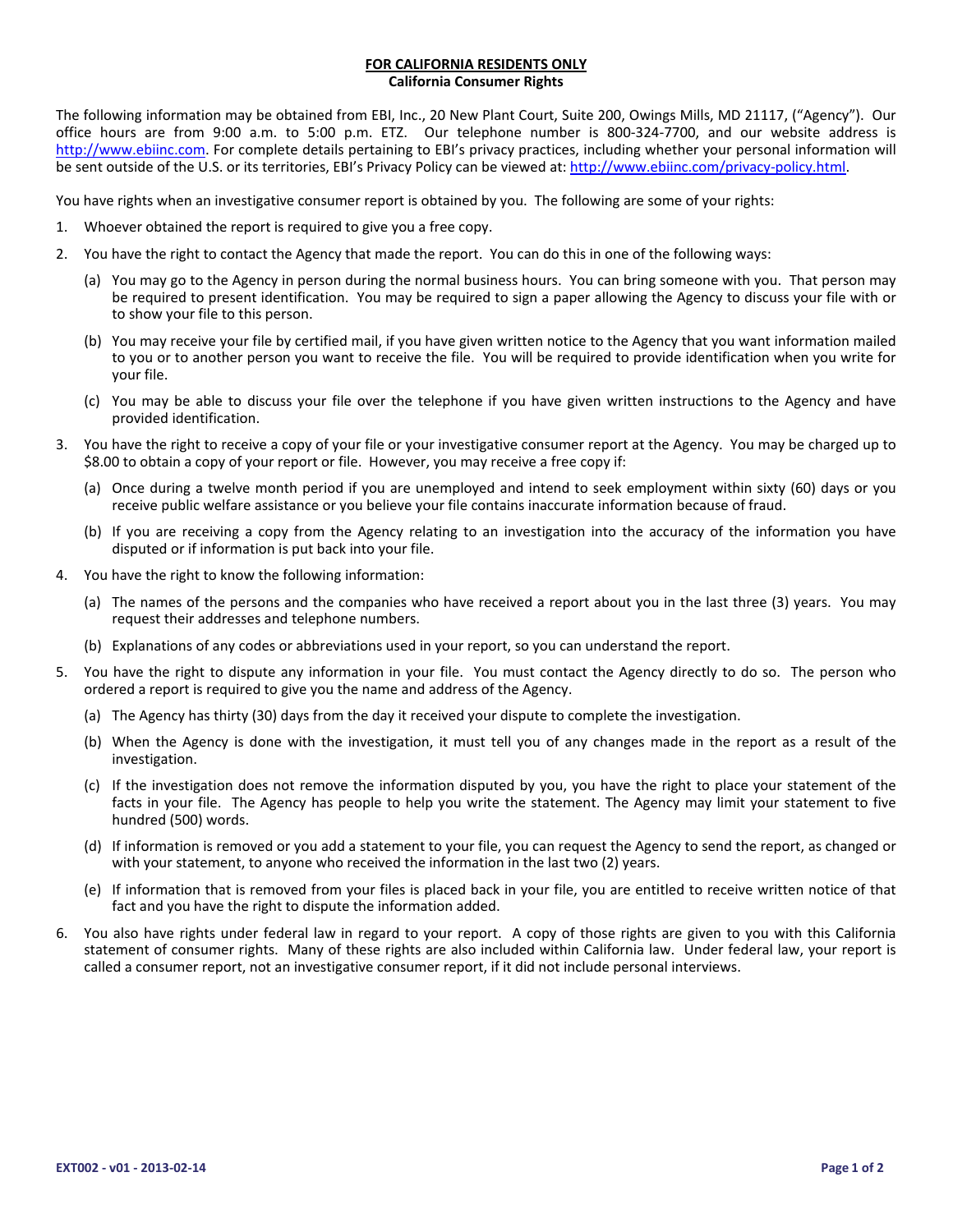**FOR CALIFORNIA RESIDENTS ONLY**
**California Consumer Rights**

The following information may be obtained from EBI, Inc., 20 New Plant Court, Suite 200, Owings Mills, MD 21117, ("Agency"). Our office hours are from 9:00 a.m. to 5:00 p.m. ETZ. Our telephone number is 800-324-7700, and our website address is http://www.ebiinc.com. For complete details pertaining to EBI's privacy practices, including whether your personal information will be sent outside of the U.S. or its territories, EBI's Privacy Policy can be viewed at: http://www.ebiinc.com/privacy-policy.html.

You have rights when an investigative consumer report is obtained by you. The following are some of your rights:

1. Whoever obtained the report is required to give you a free copy.
2. You have the right to contact the Agency that made the report. You can do this in one of the following ways:
   (a) You may go to the Agency in person during the normal business hours. You can bring someone with you. That person may be required to present identification. You may be required to sign a paper allowing the Agency to discuss your file with or to show your file to this person.
   (b) You may receive your file by certified mail, if you have given written notice to the Agency that you want information mailed to you or to another person you want to receive the file. You will be required to provide identification when you write for your file.
   (c) You may be able to discuss your file over the telephone if you have given written instructions to the Agency and have provided identification.
3. You have the right to receive a copy of your file or your investigative consumer report at the Agency. You may be charged up to $8.00 to obtain a copy of your report or file. However, you may receive a free copy if:
   (a) Once during a twelve month period if you are unemployed and intend to seek employment within sixty (60) days or you receive public welfare assistance or you believe your file contains inaccurate information because of fraud.
   (b) If you are receiving a copy from the Agency relating to an investigation into the accuracy of the information you have disputed or if information is put back into your file.
4. You have the right to know the following information:
   (a) The names of the persons and the companies who have received a report about you in the last three (3) years. You may request their addresses and telephone numbers.
   (b) Explanations of any codes or abbreviations used in your report, so you can understand the report.
5. You have the right to dispute any information in your file. You must contact the Agency directly to do so. The person who ordered a report is required to give you the name and address of the Agency.
   (a) The Agency has thirty (30) days from the day it received your dispute to complete the investigation.
   (b) When the Agency is done with the investigation, it must tell you of any changes made in the report as a result of the investigation.
   (c) If the investigation does not remove the information disputed by you, you have the right to place your statement of the facts in your file. The Agency has people to help you write the statement. The Agency may limit your statement to five hundred (500) words.
   (d) If information is removed or you add a statement to your file, you can request the Agency to send the report, as changed or with your statement, to anyone who received the information in the last two (2) years.
   (e) If information that is removed from your files is placed back in your file, you are entitled to receive written notice of that fact and you have the right to dispute the information added.
6. You also have rights under federal law in regard to your report. A copy of those rights are given to you with this California statement of consumer rights. Many of these rights are also included within California law. Under federal law, your report is called a consumer report, not an investigative consumer report, if it did not include personal interviews.

EXT002 - v01 - 2013-02-14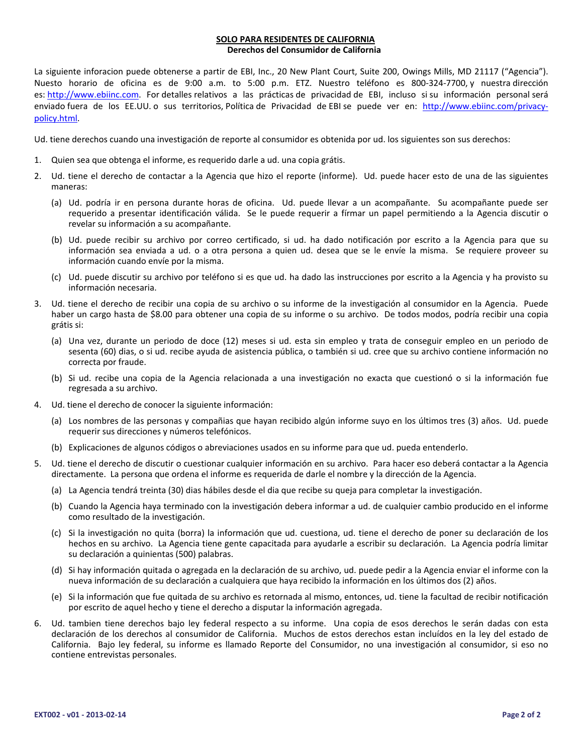**SOLO PARA RESIDENTES DE CALIFORNIA**
**Derechos del Consumidor de California**

La siguiente inforacion puede obtenerse a partir de EBI, Inc., 20 New Plant Court, Suite 200, Owings Mills, MD 21117 ("Agencia"). Nuesto horario de oficina es de 9:00 a.m. to 5:00 p.m. ETZ. Nuestro teléfono es 800-324-7700, y nuestra dirección es: http://www.ebiinc.com. For detalles relativos a las prácticas de privacidad de EBI, incluso si su información personal será enviado fuera de los EE.UU. o sus territorios, Política de Privacidad de EBI se puede ver en: http://www.ebiinc.com/privacy-policy.html.

Ud. tiene derechos cuando una investigación de reporte al consumidor es obtenida por ud. los siguientes son sus derechos:

1. Quien sea que obtenga el informe, es requerido darle a ud. una copia grátis.
2. Ud. tiene el derecho de contactar a la Agencia que hizo el reporte (informe). Ud. puede hacer esto de una de las siguientes maneras:
   (a) Ud. podría ir en persona durante horas de oficina. Ud. puede llevar a un acompañante. Su acompañante puede ser requerido a presentar identificación válida. Se le puede requerir a fírmar un papel permitiendo a la Agencia discutir o revelar su información a su acompañante.
   (b) Ud. puede recibir su archivo por correo certificado, si ud. ha dado notificación por escrito a la Agencia para que su información sea enviada a ud. o a otra persona a quien ud. desea que se le envíe la misma. Se requiere proveer su información cuando envíe por la misma.
   (c) Ud. puede discutir su archivo por teléfono si es que ud. ha dado las instrucciones por escrito a la Agencia y ha provisto su información necesaria.
3. Ud. tiene el derecho de recibir una copia de su archivo o su informe de la investigación al consumidor en la Agencia. Puede haber un cargo hasta de $8.00 para obtener una copia de su informe o su archivo. De todos modos, podría recibir una copia grátis si:
   (a) Una vez, durante un periodo de doce (12) meses si ud. esta sin empleo y trata de conseguir empleo en un periodo de sesenta (60) dias, o si ud. recibe ayuda de asistencia pública, o también si ud. cree que su archivo contiene información no correcta por fraude.
   (b) Si ud. recibe una copia de la Agencia relacionada a una investigación no exacta que cuestionó o si la información fue regresada a su archivo.
4. Ud. tiene el derecho de conocer la siguiente información:
   (a) Los nombres de las personas y compañias que hayan recibido algún informe suyo en los últimos tres (3) años. Ud. puede requerir sus direcciones y números telefónicos.
   (b) Explicaciones de algunos códigos o abreviaciones usados en su informe para que ud. pueda entenderlo.
5. Ud. tiene el derecho de discutir o cuestionar cualquier información en su archivo. Para hacer eso deberá contactar a la Agencia directamente. La persona que ordena el informe es requerida de darle el nombre y la dirección de la Agencia.
   (a) La Agencia tendrá treinta (30) dias hábiles desde el dia que recibe su queja para completar la investigación.
   (b) Cuando la Agencia haya terminado con la investigación debera informar a ud. de cualquier cambio producido en el informe como resultado de la investigación.
   (c) Si la investigación no quita (borra) la información que ud. cuestiona, ud. tiene el derecho de poner su declaración de los hechos en su archivo. La Agencia tiene gente capacitada para ayudarle a escribir su declaración. La Agencia podría limitar su declaración a quinientas (500) palabras.
   (d) Si hay información quitada o agregada en la declaración de su archivo, ud. puede pedir a la Agencia enviar el informe con la nueva información de su declaración a cualquiera que haya recibido la información en los últimos dos (2) años.
   (e) Si la información que fue quitada de su archivo es retornada al mismo, entonces, ud. tiene la facultad de recibir notificación por escrito de aquel hecho y tiene el derecho a disputar la información agregada.
6. Ud. tambien tiene derechos bajo ley federal respecto a su informe. Una copia de esos derechos le serán dadas con esta declaración de los derechos al consumidor de California. Muchos de estos derechos estan incluídos en la ley del estado de California. Bajo ley federal, su informe es llamado Reporte del Consumidor, no una investigación al consumidor, si eso no contiene entrevistas personales.

**EXT002 - v01 - 2013-02-14**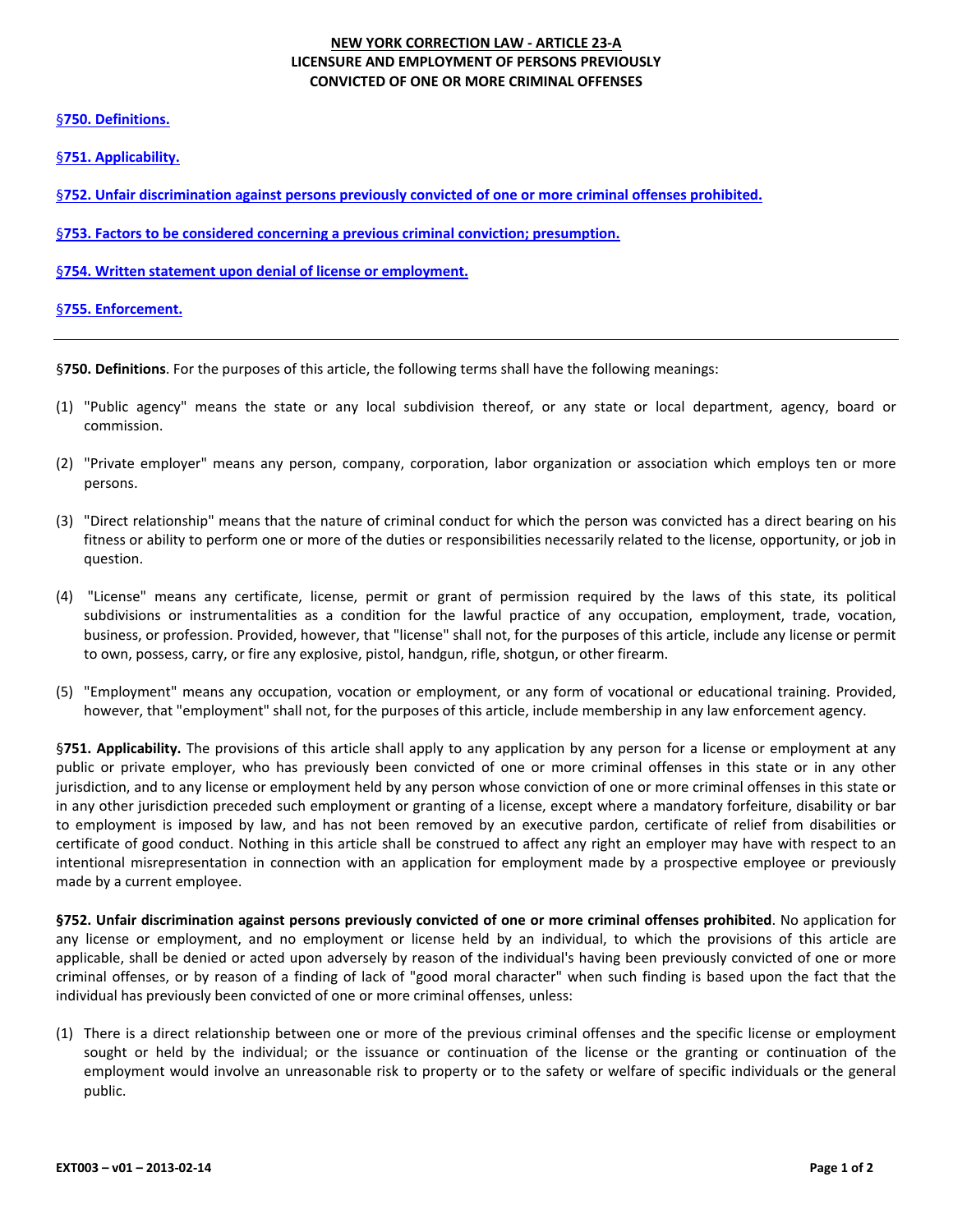**NEW YORK CORRECTION LAW - ARTICLE 23-A**
**LICENSURE AND EMPLOYMENT OF PERSONS PREVIOUSLY CONVICTED OF ONE OR MORE CRIMINAL OFFENSES**

[§750. Definitions.](#)

[§751. Applicability.](#)

[§752. Unfair discrimination against persons previously convicted of one or more criminal offenses prohibited.](#)

[§753. Factors to be considered concerning a previous criminal conviction; presumption.](#)

[§754. Written statement upon denial of license or employment.](#)

[§755. Enforcement.](#)

---

§**750. Definitions**. For the purposes of this article, the following terms shall have the following meanings:

(1) "Public agency" means the state or any local subdivision thereof, or any state or local department, agency, board or commission.

(2) "Private employer" means any person, company, corporation, labor organization or association which employs ten or more persons.

(3) "Direct relationship" means that the nature of criminal conduct for which the person was convicted has a direct bearing on his fitness or ability to perform one or more of the duties or responsibilities necessarily related to the license, opportunity, or job in question.

(4) "License" means any certificate, license, permit or grant of permission required by the laws of this state, its political subdivisions or instrumentalities as a condition for the lawful practice of any occupation, employment, trade, vocation, business, or profession. Provided, however, that "license" shall not, for the purposes of this article, include any license or permit to own, possess, carry, or fire any explosive, pistol, handgun, rifle, shotgun, or other firearm.

(5) "Employment" means any occupation, vocation or employment, or any form of vocational or educational training. Provided, however, that "employment" shall not, for the purposes of this article, include membership in any law enforcement agency.

§**751. Applicability.** The provisions of this article shall apply to any application by any person for a license or employment at any public or private employer, who has previously been convicted of one or more criminal offenses in this state or in any other jurisdiction, and to any license or employment held by any person whose conviction of one or more criminal offenses in this state or in any other jurisdiction preceded such employment or granting of a license, except where a mandatory forfeiture, disability or bar to employment is imposed by law, and has not been removed by an executive pardon, certificate of relief from disabilities or certificate of good conduct. Nothing in this article shall be construed to affect any right an employer may have with respect to an intentional misrepresentation in connection with an application for employment made by a prospective employee or previously made by a current employee.

**§752. Unfair discrimination against persons previously convicted of one or more criminal offenses prohibited**. No application for any license or employment, and no employment or license held by an individual, to which the provisions of this article are applicable, shall be denied or acted upon adversely by reason of the individual's having been previously convicted of one or more criminal offenses, or by reason of a finding of lack of "good moral character" when such finding is based upon the fact that the individual has previously been convicted of one or more criminal offenses, unless:

(1) There is a direct relationship between one or more of the previous criminal offenses and the specific license or employment sought or held by the individual; or the issuance or continuation of the license or the granting or continuation of the employment would involve an unreasonable risk to property or to the safety or welfare of specific individuals or the general public.

**EXT003 – v01 – 2013-02-14**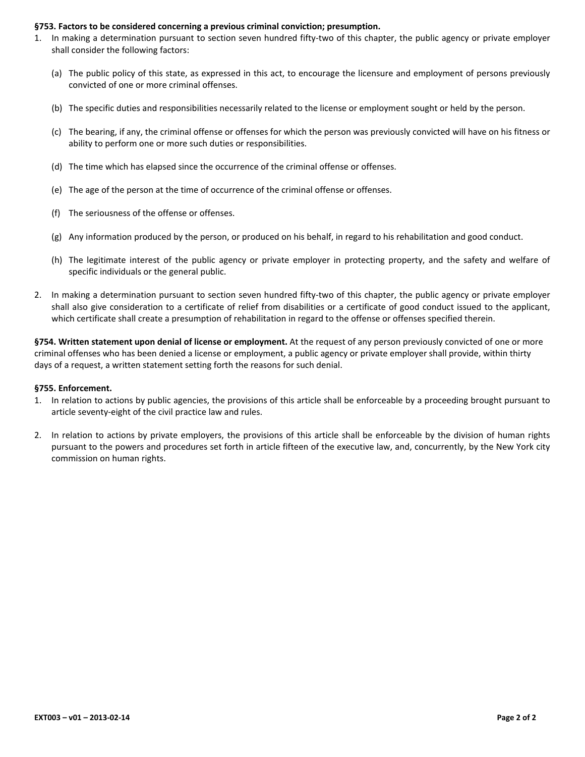**§753. Factors to be considered concerning a previous criminal conviction; presumption.**

1. In making a determination pursuant to section seven hundred fifty-two of this chapter, the public agency or private employer shall consider the following factors:

   (a) The public policy of this state, as expressed in this act, to encourage the licensure and employment of persons previously convicted of one or more criminal offenses.

   (b) The specific duties and responsibilities necessarily related to the license or employment sought or held by the person.

   (c) The bearing, if any, the criminal offense or offenses for which the person was previously convicted will have on his fitness or ability to perform one or more such duties or responsibilities.

   (d) The time which has elapsed since the occurrence of the criminal offense or offenses.

   (e) The age of the person at the time of occurrence of the criminal offense or offenses.

   (f) The seriousness of the offense or offenses.

   (g) Any information produced by the person, or produced on his behalf, in regard to his rehabilitation and good conduct.

   (h) The legitimate interest of the public agency or private employer in protecting property, and the safety and welfare of specific individuals or the general public.

2. In making a determination pursuant to section seven hundred fifty-two of this chapter, the public agency or private employer shall also give consideration to a certificate of relief from disabilities or a certificate of good conduct issued to the applicant, which certificate shall create a presumption of rehabilitation in regard to the offense or offenses specified therein.

**§754. Written statement upon denial of license or employment.** At the request of any person previously convicted of one or more criminal offenses who has been denied a license or employment, a public agency or private employer shall provide, within thirty days of a request, a written statement setting forth the reasons for such denial.

**§755. Enforcement.**

1. In relation to actions by public agencies, the provisions of this article shall be enforceable by a proceeding brought pursuant to article seventy-eight of the civil practice law and rules.

2. In relation to actions by private employers, the provisions of this article shall be enforceable by the division of human rights pursuant to the powers and procedures set forth in article fifteen of the executive law, and, concurrently, by the New York city commission on human rights.

**EXT003 – v01 – 2013-02-14**